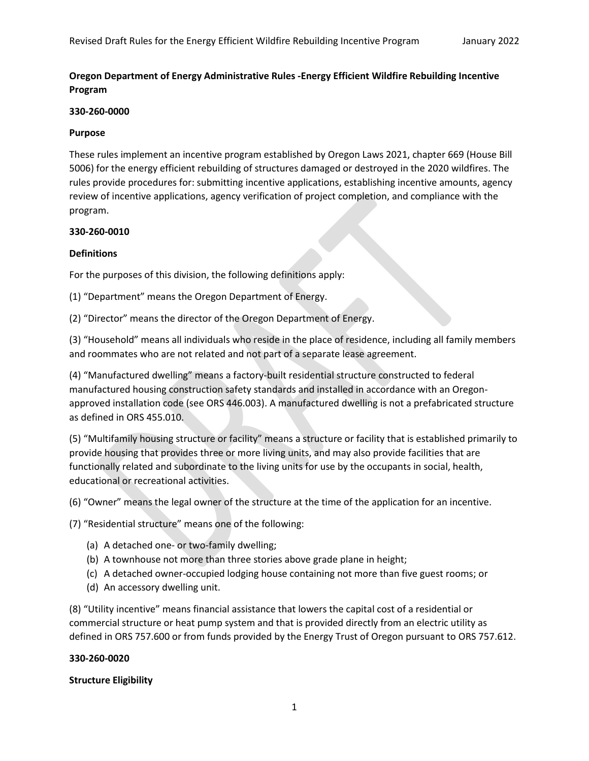**Oregon Department of Energy Administrative Rules -Energy Efficient Wildfire Rebuilding Incentive Program**

**330-260-0000**

**Purpose**

These rules implement an incentive program established by Oregon Laws 2021, chapter 669 (House Bill 5006) for the energy efficient rebuilding of structures damaged or destroyed in the 2020 wildfires. The rules provide procedures for: submitting incentive applications, establishing incentive amounts, agency review of incentive applications, agency verification of project completion, and compliance with the program.

**330-260-0010**

**Definitions**

For the purposes of this division, the following definitions apply:

(1) "Department" means the Oregon Department of Energy.

(2) "Director" means the director of the Oregon Department of Energy.

(3) "Household" means all individuals who reside in the place of residence, including all family members and roommates who are not related and not part of a separate lease agreement.

(4) "Manufactured dwelling" means a factory-built residential structure constructed to federal manufactured housing construction safety standards and installed in accordance with an Oregon-approved installation code (see ORS 446.003). A manufactured dwelling is not a prefabricated structure as defined in ORS 455.010.

(5) "Multifamily housing structure or facility" means a structure or facility that is established primarily to provide housing that provides three or more living units, and may also provide facilities that are functionally related and subordinate to the living units for use by the occupants in social, health, educational or recreational activities.

(6) "Owner" means the legal owner of the structure at the time of the application for an incentive.

(7) "Residential structure" means one of the following:

(a) A detached one- or two-family dwelling;
(b) A townhouse not more than three stories above grade plane in height;
(c) A detached owner-occupied lodging house containing not more than five guest rooms; or
(d) An accessory dwelling unit.

(8) "Utility incentive" means financial assistance that lowers the capital cost of a residential or commercial structure or heat pump system and that is provided directly from an electric utility as defined in ORS 757.600 or from funds provided by the Energy Trust of Oregon pursuant to ORS 757.612.

**330-260-0020**

**Structure Eligibility**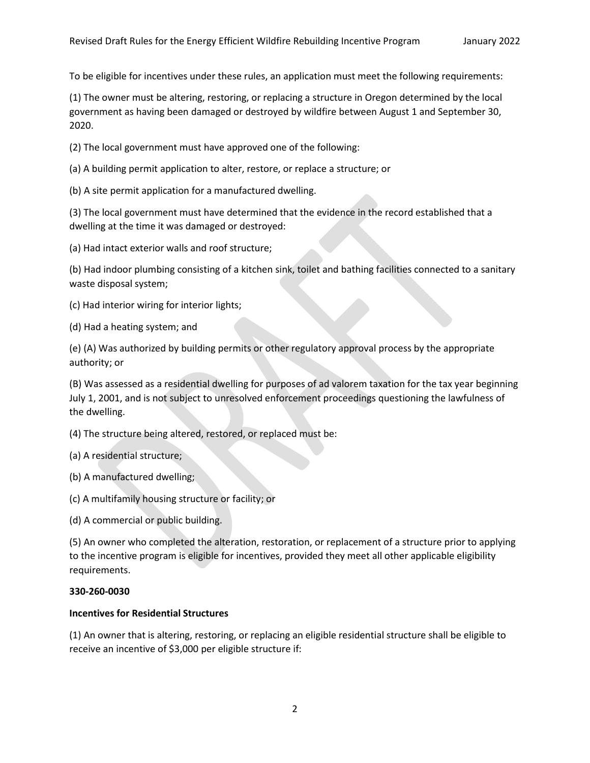To be eligible for incentives under these rules, an application must meet the following requirements:

(1) The owner must be altering, restoring, or replacing a structure in Oregon determined by the local government as having been damaged or destroyed by wildfire between August 1 and September 30, 2020.

(2) The local government must have approved one of the following:

(a) A building permit application to alter, restore, or replace a structure; or

(b) A site permit application for a manufactured dwelling.

(3) The local government must have determined that the evidence in the record established that a dwelling at the time it was damaged or destroyed:

(a) Had intact exterior walls and roof structure;

(b) Had indoor plumbing consisting of a kitchen sink, toilet and bathing facilities connected to a sanitary waste disposal system;

(c) Had interior wiring for interior lights;

(d) Had a heating system; and

(e) (A) Was authorized by building permits or other regulatory approval process by the appropriate authority; or

(B) Was assessed as a residential dwelling for purposes of ad valorem taxation for the tax year beginning July 1, 2001, and is not subject to unresolved enforcement proceedings questioning the lawfulness of the dwelling.

(4) The structure being altered, restored, or replaced must be:

(a) A residential structure;

(b) A manufactured dwelling;

(c) A multifamily housing structure or facility; or

(d) A commercial or public building.

(5) An owner who completed the alteration, restoration, or replacement of a structure prior to applying to the incentive program is eligible for incentives, provided they meet all other applicable eligibility requirements.

**330-260-0030**

**Incentives for Residential Structures**

(1) An owner that is altering, restoring, or replacing an eligible residential structure shall be eligible to receive an incentive of $3,000 per eligible structure if: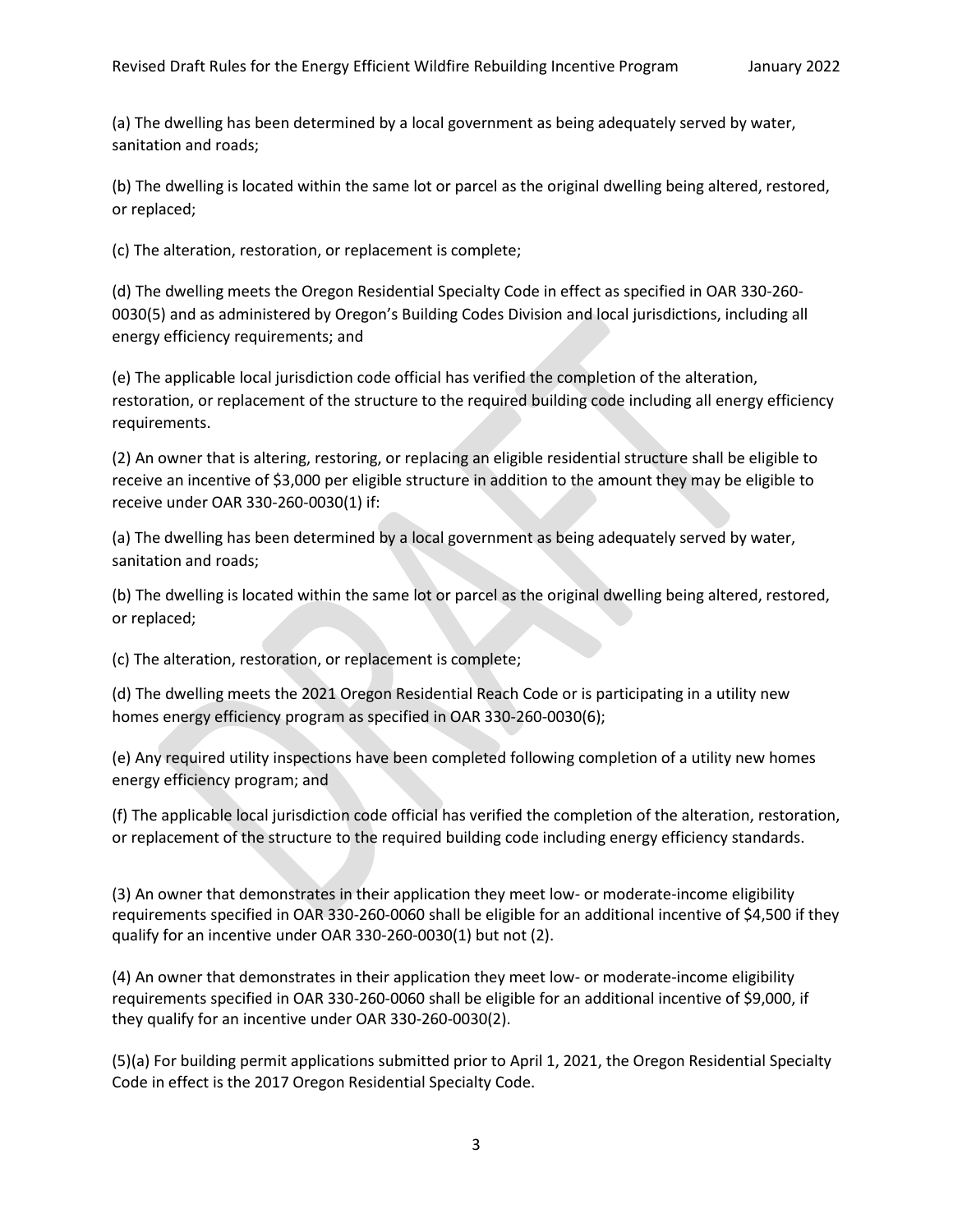(a) The dwelling has been determined by a local government as being adequately served by water, sanitation and roads;

(b) The dwelling is located within the same lot or parcel as the original dwelling being altered, restored, or replaced;

(c) The alteration, restoration, or replacement is complete;

(d) The dwelling meets the Oregon Residential Specialty Code in effect as specified in OAR 330-260-0030(5) and as administered by Oregon's Building Codes Division and local jurisdictions, including all energy efficiency requirements; and

(e) The applicable local jurisdiction code official has verified the completion of the alteration, restoration, or replacement of the structure to the required building code including all energy efficiency requirements.

(2) An owner that is altering, restoring, or replacing an eligible residential structure shall be eligible to receive an incentive of $3,000 per eligible structure in addition to the amount they may be eligible to receive under OAR 330-260-0030(1) if:

(a) The dwelling has been determined by a local government as being adequately served by water, sanitation and roads;

(b) The dwelling is located within the same lot or parcel as the original dwelling being altered, restored, or replaced;

(c) The alteration, restoration, or replacement is complete;

(d) The dwelling meets the 2021 Oregon Residential Reach Code or is participating in a utility new homes energy efficiency program as specified in OAR 330-260-0030(6);

(e) Any required utility inspections have been completed following completion of a utility new homes energy efficiency program; and

(f) The applicable local jurisdiction code official has verified the completion of the alteration, restoration, or replacement of the structure to the required building code including energy efficiency standards.

(3) An owner that demonstrates in their application they meet low- or moderate-income eligibility requirements specified in OAR 330-260-0060 shall be eligible for an additional incentive of $4,500 if they qualify for an incentive under OAR 330-260-0030(1) but not (2).

(4) An owner that demonstrates in their application they meet low- or moderate-income eligibility requirements specified in OAR 330-260-0060 shall be eligible for an additional incentive of $9,000, if they qualify for an incentive under OAR 330-260-0030(2).

(5)(a) For building permit applications submitted prior to April 1, 2021, the Oregon Residential Specialty Code in effect is the 2017 Oregon Residential Specialty Code.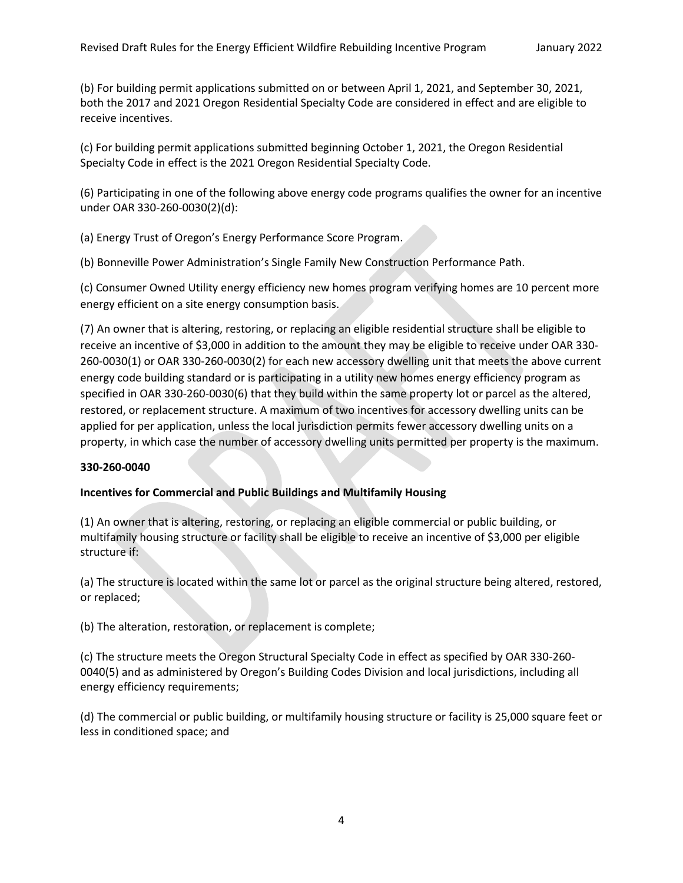(b) For building permit applications submitted on or between April 1, 2021, and September 30, 2021, both the 2017 and 2021 Oregon Residential Specialty Code are considered in effect and are eligible to receive incentives.

(c) For building permit applications submitted beginning October 1, 2021, the Oregon Residential Specialty Code in effect is the 2021 Oregon Residential Specialty Code.

(6) Participating in one of the following above energy code programs qualifies the owner for an incentive under OAR 330-260-0030(2)(d):

(a) Energy Trust of Oregon's Energy Performance Score Program.

(b) Bonneville Power Administration's Single Family New Construction Performance Path.

(c) Consumer Owned Utility energy efficiency new homes program verifying homes are 10 percent more energy efficient on a site energy consumption basis.

(7) An owner that is altering, restoring, or replacing an eligible residential structure shall be eligible to receive an incentive of $3,000 in addition to the amount they may be eligible to receive under OAR 330-260-0030(1) or OAR 330-260-0030(2) for each new accessory dwelling unit that meets the above current energy code building standard or is participating in a utility new homes energy efficiency program as specified in OAR 330-260-0030(6) that they build within the same property lot or parcel as the altered, restored, or replacement structure. A maximum of two incentives for accessory dwelling units can be applied for per application, unless the local jurisdiction permits fewer accessory dwelling units on a property, in which case the number of accessory dwelling units permitted per property is the maximum.

**330-260-0040**

**Incentives for Commercial and Public Buildings and Multifamily Housing**

(1) An owner that is altering, restoring, or replacing an eligible commercial or public building, or multifamily housing structure or facility shall be eligible to receive an incentive of $3,000 per eligible structure if:

(a) The structure is located within the same lot or parcel as the original structure being altered, restored, or replaced;

(b) The alteration, restoration, or replacement is complete;

(c) The structure meets the Oregon Structural Specialty Code in effect as specified by OAR 330-260-0040(5) and as administered by Oregon's Building Codes Division and local jurisdictions, including all energy efficiency requirements;

(d) The commercial or public building, or multifamily housing structure or facility is 25,000 square feet or less in conditioned space; and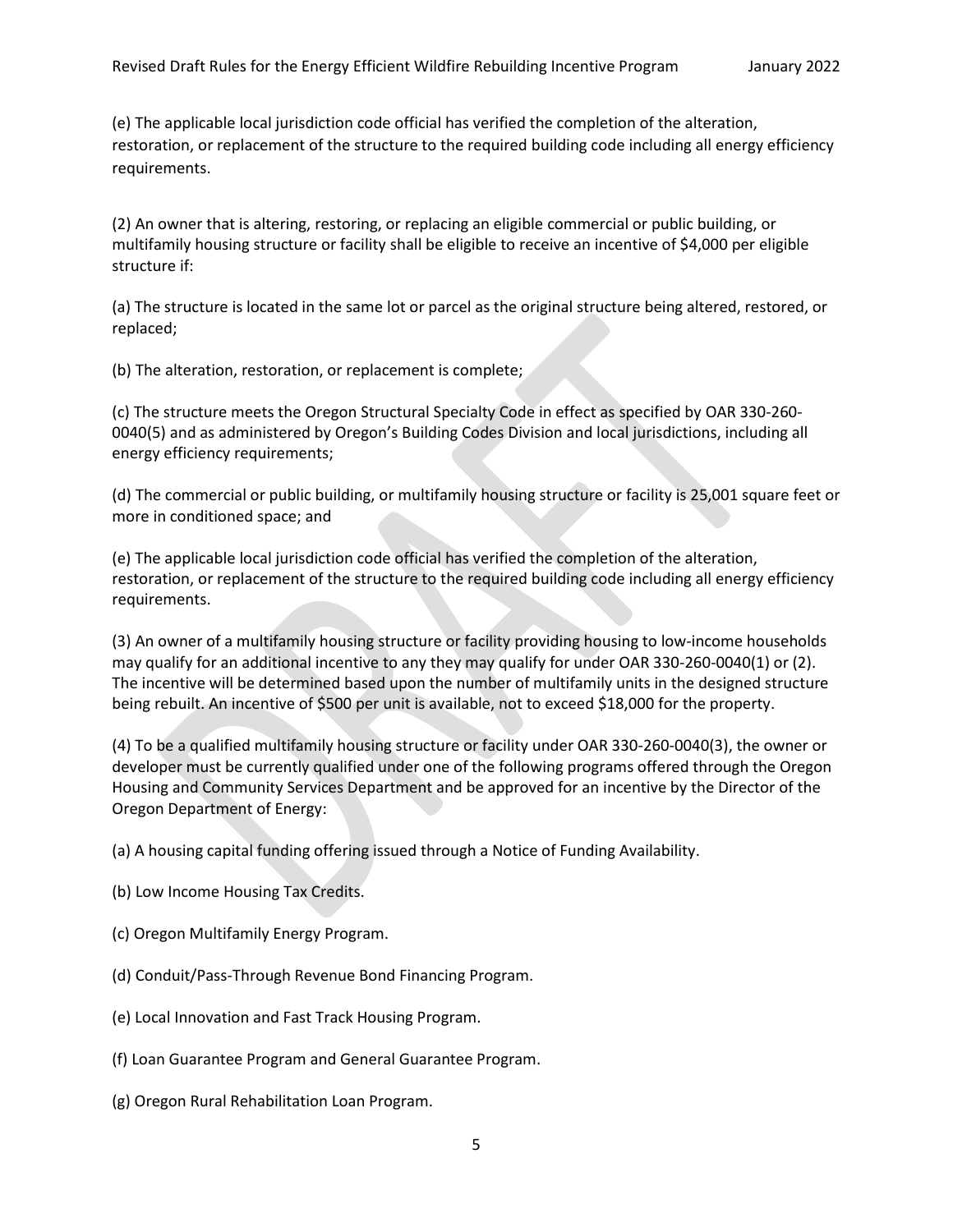(e) The applicable local jurisdiction code official has verified the completion of the alteration, restoration, or replacement of the structure to the required building code including all energy efficiency requirements.

(2) An owner that is altering, restoring, or replacing an eligible commercial or public building, or multifamily housing structure or facility shall be eligible to receive an incentive of $4,000 per eligible structure if:

(a) The structure is located in the same lot or parcel as the original structure being altered, restored, or replaced;

(b) The alteration, restoration, or replacement is complete;

(c) The structure meets the Oregon Structural Specialty Code in effect as specified by OAR 330-260-0040(5) and as administered by Oregon's Building Codes Division and local jurisdictions, including all energy efficiency requirements;

(d) The commercial or public building, or multifamily housing structure or facility is 25,001 square feet or more in conditioned space; and

(e) The applicable local jurisdiction code official has verified the completion of the alteration, restoration, or replacement of the structure to the required building code including all energy efficiency requirements.

(3) An owner of a multifamily housing structure or facility providing housing to low-income households may qualify for an additional incentive to any they may qualify for under OAR 330-260-0040(1) or (2). The incentive will be determined based upon the number of multifamily units in the designed structure being rebuilt. An incentive of $500 per unit is available, not to exceed $18,000 for the property.

(4) To be a qualified multifamily housing structure or facility under OAR 330-260-0040(3), the owner or developer must be currently qualified under one of the following programs offered through the Oregon Housing and Community Services Department and be approved for an incentive by the Director of the Oregon Department of Energy:

(a) A housing capital funding offering issued through a Notice of Funding Availability.

(b) Low Income Housing Tax Credits.

(c) Oregon Multifamily Energy Program.

(d) Conduit/Pass-Through Revenue Bond Financing Program.

(e) Local Innovation and Fast Track Housing Program.

(f) Loan Guarantee Program and General Guarantee Program.

(g) Oregon Rural Rehabilitation Loan Program.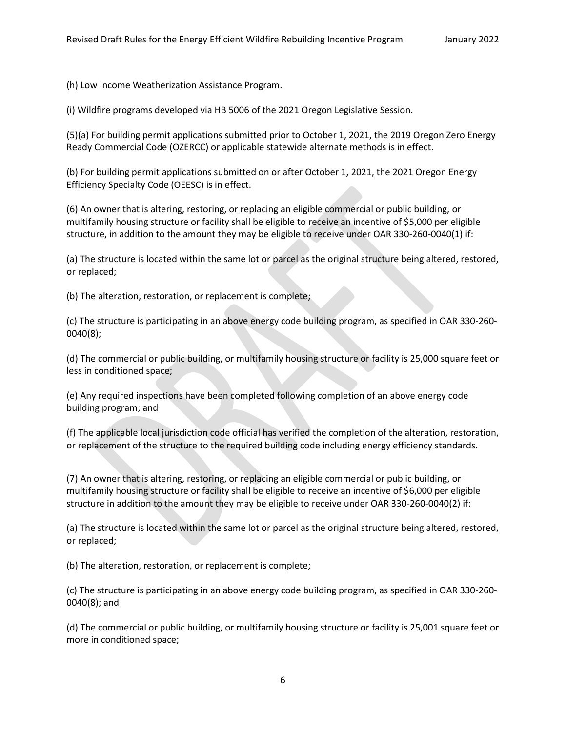(h) Low Income Weatherization Assistance Program.

(i) Wildfire programs developed via HB 5006 of the 2021 Oregon Legislative Session.

(5)(a) For building permit applications submitted prior to October 1, 2021, the 2019 Oregon Zero Energy Ready Commercial Code (OZERCC) or applicable statewide alternate methods is in effect.

(b) For building permit applications submitted on or after October 1, 2021, the 2021 Oregon Energy Efficiency Specialty Code (OEESC) is in effect.

(6) An owner that is altering, restoring, or replacing an eligible commercial or public building, or multifamily housing structure or facility shall be eligible to receive an incentive of $5,000 per eligible structure, in addition to the amount they may be eligible to receive under OAR 330-260-0040(1) if:

(a) The structure is located within the same lot or parcel as the original structure being altered, restored, or replaced;

(b) The alteration, restoration, or replacement is complete;

(c) The structure is participating in an above energy code building program, as specified in OAR 330-260-0040(8);

(d) The commercial or public building, or multifamily housing structure or facility is 25,000 square feet or less in conditioned space;

(e) Any required inspections have been completed following completion of an above energy code building program; and

(f) The applicable local jurisdiction code official has verified the completion of the alteration, restoration, or replacement of the structure to the required building code including energy efficiency standards.

(7) An owner that is altering, restoring, or replacing an eligible commercial or public building, or multifamily housing structure or facility shall be eligible to receive an incentive of $6,000 per eligible structure in addition to the amount they may be eligible to receive under OAR 330-260-0040(2) if:

(a) The structure is located within the same lot or parcel as the original structure being altered, restored, or replaced;

(b) The alteration, restoration, or replacement is complete;

(c) The structure is participating in an above energy code building program, as specified in OAR 330-260-0040(8); and

(d) The commercial or public building, or multifamily housing structure or facility is 25,001 square feet or more in conditioned space;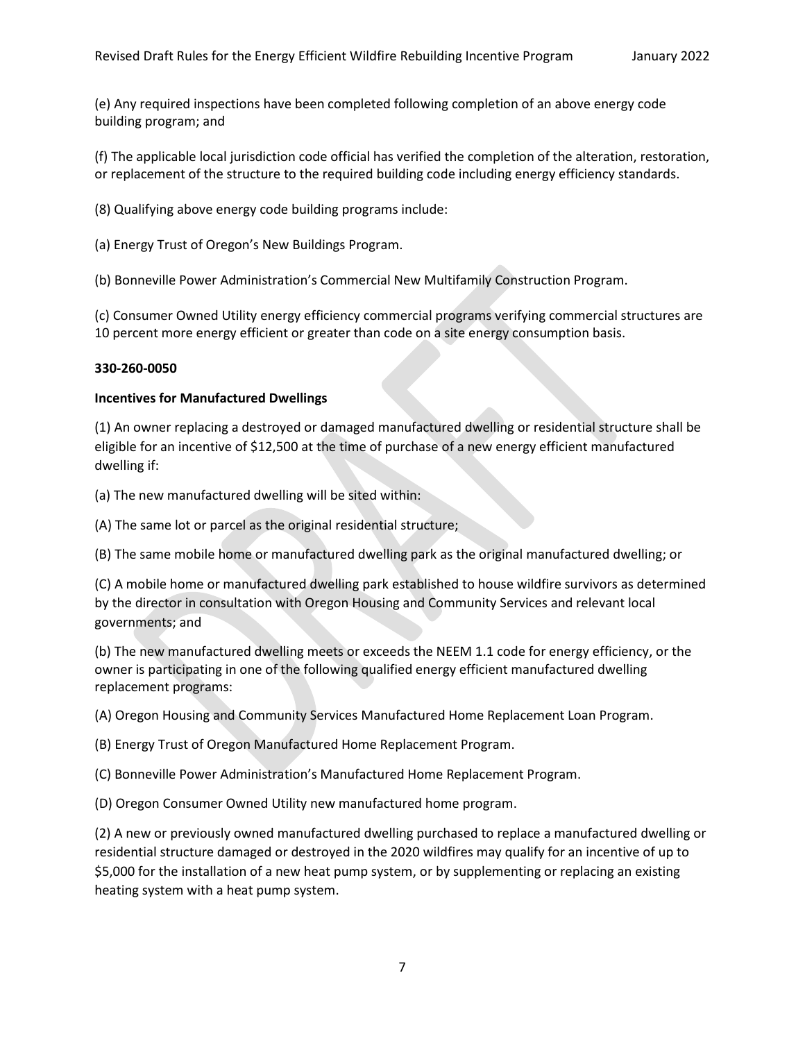(e) Any required inspections have been completed following completion of an above energy code building program; and

(f) The applicable local jurisdiction code official has verified the completion of the alteration, restoration, or replacement of the structure to the required building code including energy efficiency standards.

(8) Qualifying above energy code building programs include:

(a) Energy Trust of Oregon's New Buildings Program.

(b) Bonneville Power Administration's Commercial New Multifamily Construction Program.

(c) Consumer Owned Utility energy efficiency commercial programs verifying commercial structures are 10 percent more energy efficient or greater than code on a site energy consumption basis.

**330-260-0050**

**Incentives for Manufactured Dwellings**

(1) An owner replacing a destroyed or damaged manufactured dwelling or residential structure shall be eligible for an incentive of $12,500 at the time of purchase of a new energy efficient manufactured dwelling if:

(a) The new manufactured dwelling will be sited within:

(A) The same lot or parcel as the original residential structure;

(B) The same mobile home or manufactured dwelling park as the original manufactured dwelling; or

(C) A mobile home or manufactured dwelling park established to house wildfire survivors as determined by the director in consultation with Oregon Housing and Community Services and relevant local governments; and

(b) The new manufactured dwelling meets or exceeds the NEEM 1.1 code for energy efficiency, or the owner is participating in one of the following qualified energy efficient manufactured dwelling replacement programs:

(A) Oregon Housing and Community Services Manufactured Home Replacement Loan Program.

(B) Energy Trust of Oregon Manufactured Home Replacement Program.

(C) Bonneville Power Administration's Manufactured Home Replacement Program.

(D) Oregon Consumer Owned Utility new manufactured home program.

(2) A new or previously owned manufactured dwelling purchased to replace a manufactured dwelling or residential structure damaged or destroyed in the 2020 wildfires may qualify for an incentive of up to $5,000 for the installation of a new heat pump system, or by supplementing or replacing an existing heating system with a heat pump system.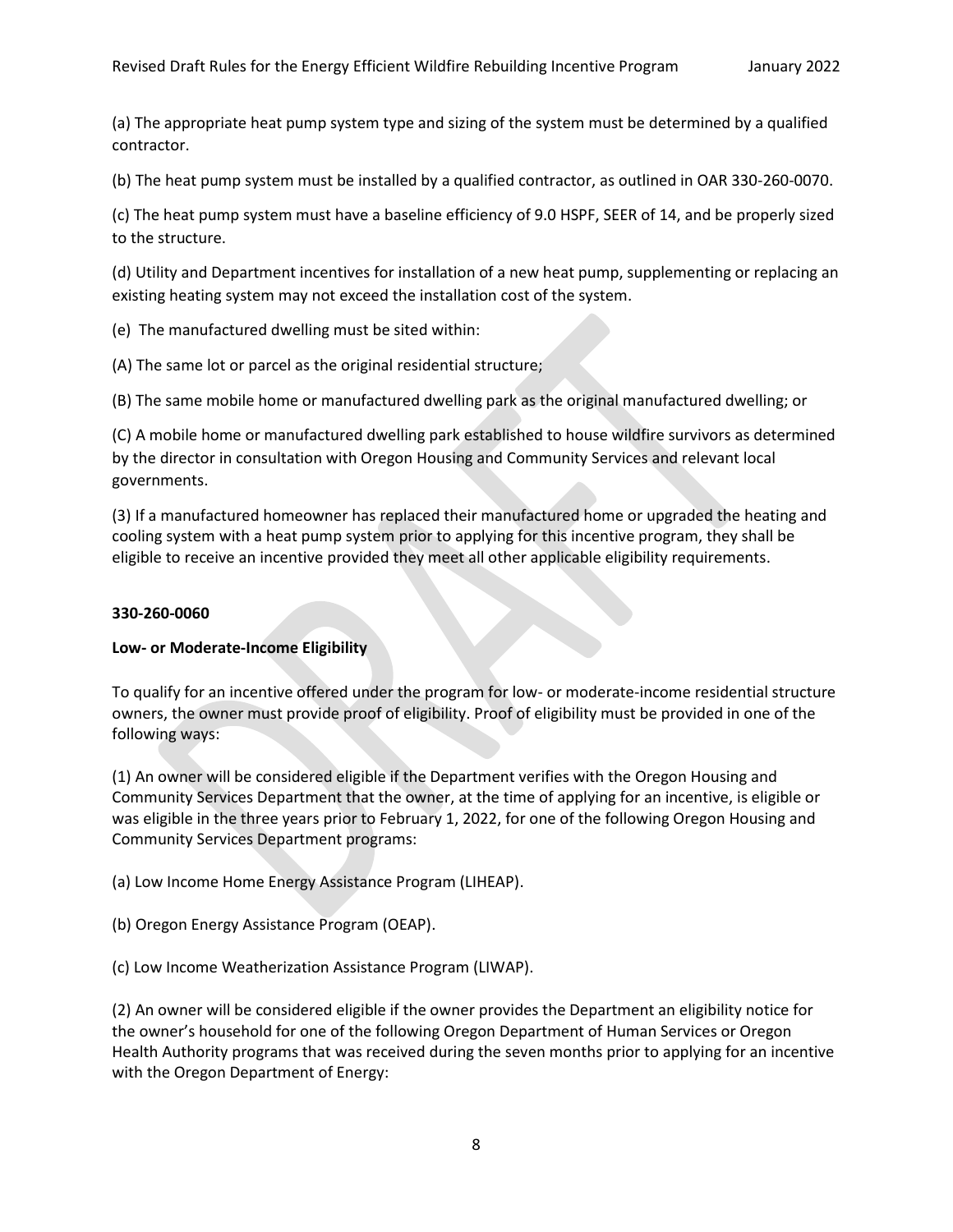(a) The appropriate heat pump system type and sizing of the system must be determined by a qualified contractor.

(b) The heat pump system must be installed by a qualified contractor, as outlined in OAR 330-260-0070.

(c) The heat pump system must have a baseline efficiency of 9.0 HSPF, SEER of 14, and be properly sized to the structure.

(d) Utility and Department incentives for installation of a new heat pump, supplementing or replacing an existing heating system may not exceed the installation cost of the system.

(e) The manufactured dwelling must be sited within:

(A) The same lot or parcel as the original residential structure;

(B) The same mobile home or manufactured dwelling park as the original manufactured dwelling; or

(C) A mobile home or manufactured dwelling park established to house wildfire survivors as determined by the director in consultation with Oregon Housing and Community Services and relevant local governments.

(3) If a manufactured homeowner has replaced their manufactured home or upgraded the heating and cooling system with a heat pump system prior to applying for this incentive program, they shall be eligible to receive an incentive provided they meet all other applicable eligibility requirements.

**330-260-0060**

**Low- or Moderate-Income Eligibility**

To qualify for an incentive offered under the program for low- or moderate-income residential structure owners, the owner must provide proof of eligibility. Proof of eligibility must be provided in one of the following ways:

(1) An owner will be considered eligible if the Department verifies with the Oregon Housing and Community Services Department that the owner, at the time of applying for an incentive, is eligible or was eligible in the three years prior to February 1, 2022, for one of the following Oregon Housing and Community Services Department programs:

(a) Low Income Home Energy Assistance Program (LIHEAP).

(b) Oregon Energy Assistance Program (OEAP).

(c) Low Income Weatherization Assistance Program (LIWAP).

(2) An owner will be considered eligible if the owner provides the Department an eligibility notice for the owner's household for one of the following Oregon Department of Human Services or Oregon Health Authority programs that was received during the seven months prior to applying for an incentive with the Oregon Department of Energy: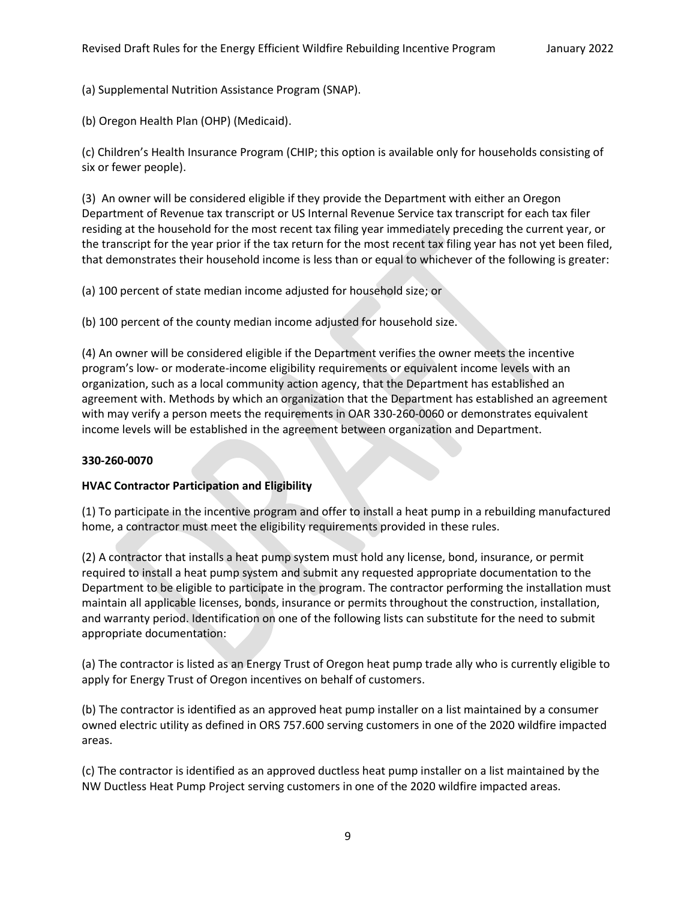(a) Supplemental Nutrition Assistance Program (SNAP).

(b) Oregon Health Plan (OHP) (Medicaid).

(c) Children's Health Insurance Program (CHIP; this option is available only for households consisting of six or fewer people).

(3) An owner will be considered eligible if they provide the Department with either an Oregon Department of Revenue tax transcript or US Internal Revenue Service tax transcript for each tax filer residing at the household for the most recent tax filing year immediately preceding the current year, or the transcript for the year prior if the tax return for the most recent tax filing year has not yet been filed, that demonstrates their household income is less than or equal to whichever of the following is greater:

(a) 100 percent of state median income adjusted for household size; or

(b) 100 percent of the county median income adjusted for household size.

(4) An owner will be considered eligible if the Department verifies the owner meets the incentive program's low- or moderate-income eligibility requirements or equivalent income levels with an organization, such as a local community action agency, that the Department has established an agreement with. Methods by which an organization that the Department has established an agreement with may verify a person meets the requirements in OAR 330-260-0060 or demonstrates equivalent income levels will be established in the agreement between organization and Department.

**330-260-0070**

**HVAC Contractor Participation and Eligibility**

(1) To participate in the incentive program and offer to install a heat pump in a rebuilding manufactured home, a contractor must meet the eligibility requirements provided in these rules.

(2) A contractor that installs a heat pump system must hold any license, bond, insurance, or permit required to install a heat pump system and submit any requested appropriate documentation to the Department to be eligible to participate in the program. The contractor performing the installation must maintain all applicable licenses, bonds, insurance or permits throughout the construction, installation, and warranty period. Identification on one of the following lists can substitute for the need to submit appropriate documentation:

(a) The contractor is listed as an Energy Trust of Oregon heat pump trade ally who is currently eligible to apply for Energy Trust of Oregon incentives on behalf of customers.

(b) The contractor is identified as an approved heat pump installer on a list maintained by a consumer owned electric utility as defined in ORS 757.600 serving customers in one of the 2020 wildfire impacted areas.

(c) The contractor is identified as an approved ductless heat pump installer on a list maintained by the NW Ductless Heat Pump Project serving customers in one of the 2020 wildfire impacted areas.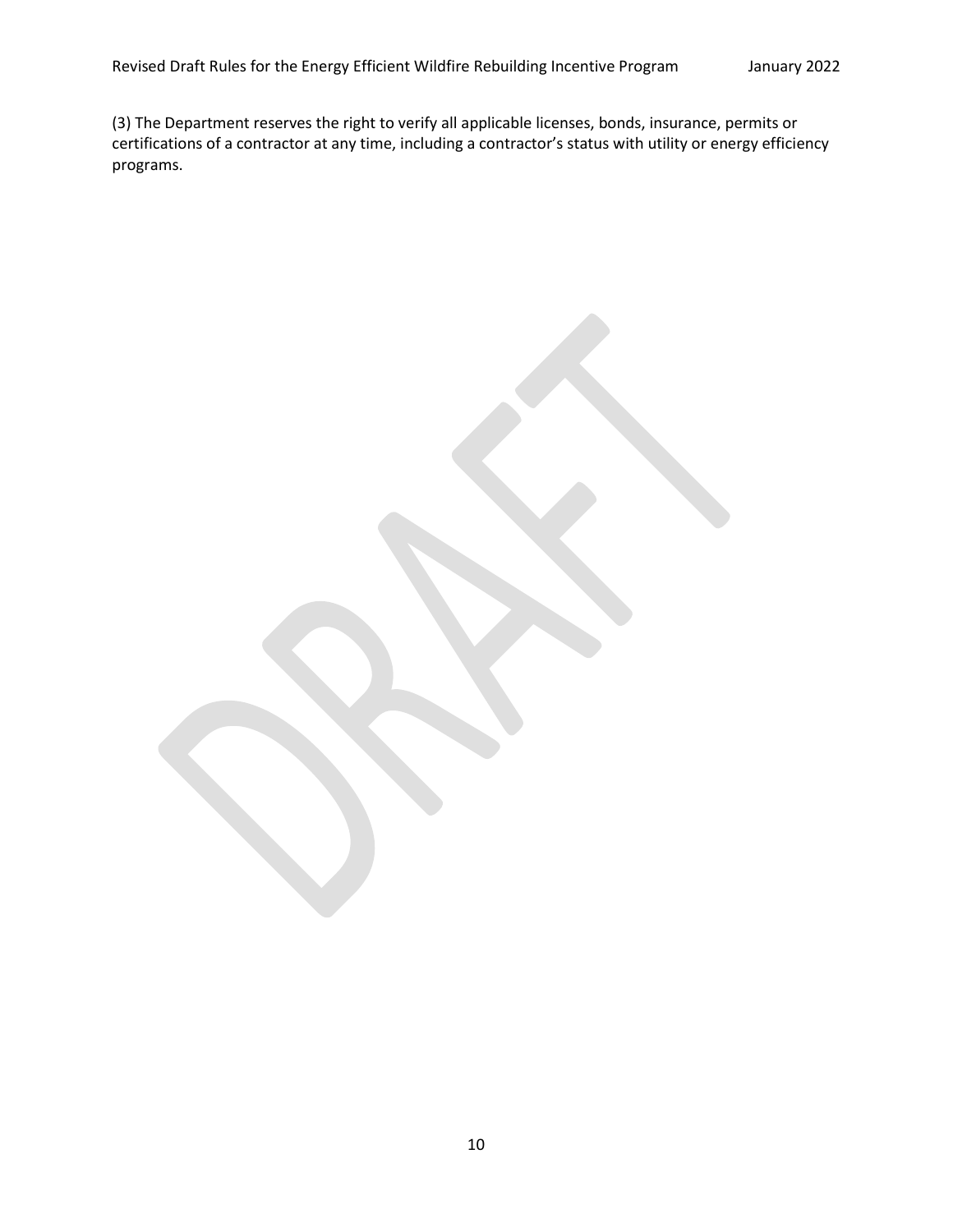(3) The Department reserves the right to verify all applicable licenses, bonds, insurance, permits or certifications of a contractor at any time, including a contractor's status with utility or energy efficiency programs.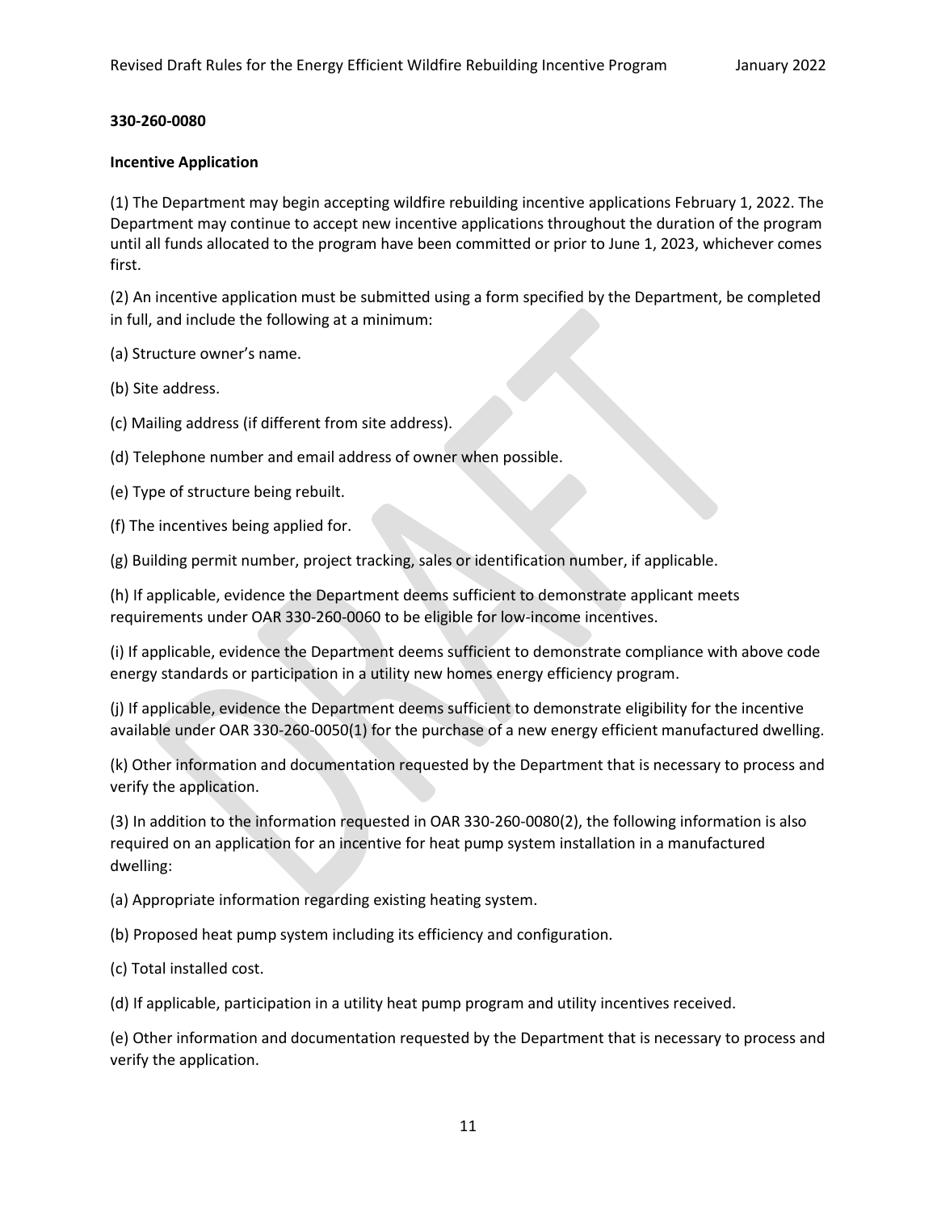**330-260-0080**

**Incentive Application**

(1) The Department may begin accepting wildfire rebuilding incentive applications February 1, 2022. The Department may continue to accept new incentive applications throughout the duration of the program until all funds allocated to the program have been committed or prior to June 1, 2023, whichever comes first.

(2) An incentive application must be submitted using a form specified by the Department, be completed in full, and include the following at a minimum:

(a) Structure owner's name.

(b) Site address.

(c) Mailing address (if different from site address).

(d) Telephone number and email address of owner when possible.

(e) Type of structure being rebuilt.

(f) The incentives being applied for.

(g) Building permit number, project tracking, sales or identification number, if applicable.

(h) If applicable, evidence the Department deems sufficient to demonstrate applicant meets requirements under OAR 330-260-0060 to be eligible for low-income incentives.

(i) If applicable, evidence the Department deems sufficient to demonstrate compliance with above code energy standards or participation in a utility new homes energy efficiency program.

(j) If applicable, evidence the Department deems sufficient to demonstrate eligibility for the incentive available under OAR 330-260-0050(1) for the purchase of a new energy efficient manufactured dwelling.

(k) Other information and documentation requested by the Department that is necessary to process and verify the application.

(3) In addition to the information requested in OAR 330-260-0080(2), the following information is also required on an application for an incentive for heat pump system installation in a manufactured dwelling:

(a) Appropriate information regarding existing heating system.

(b) Proposed heat pump system including its efficiency and configuration.

(c) Total installed cost.

(d) If applicable, participation in a utility heat pump program and utility incentives received.

(e) Other information and documentation requested by the Department that is necessary to process and verify the application.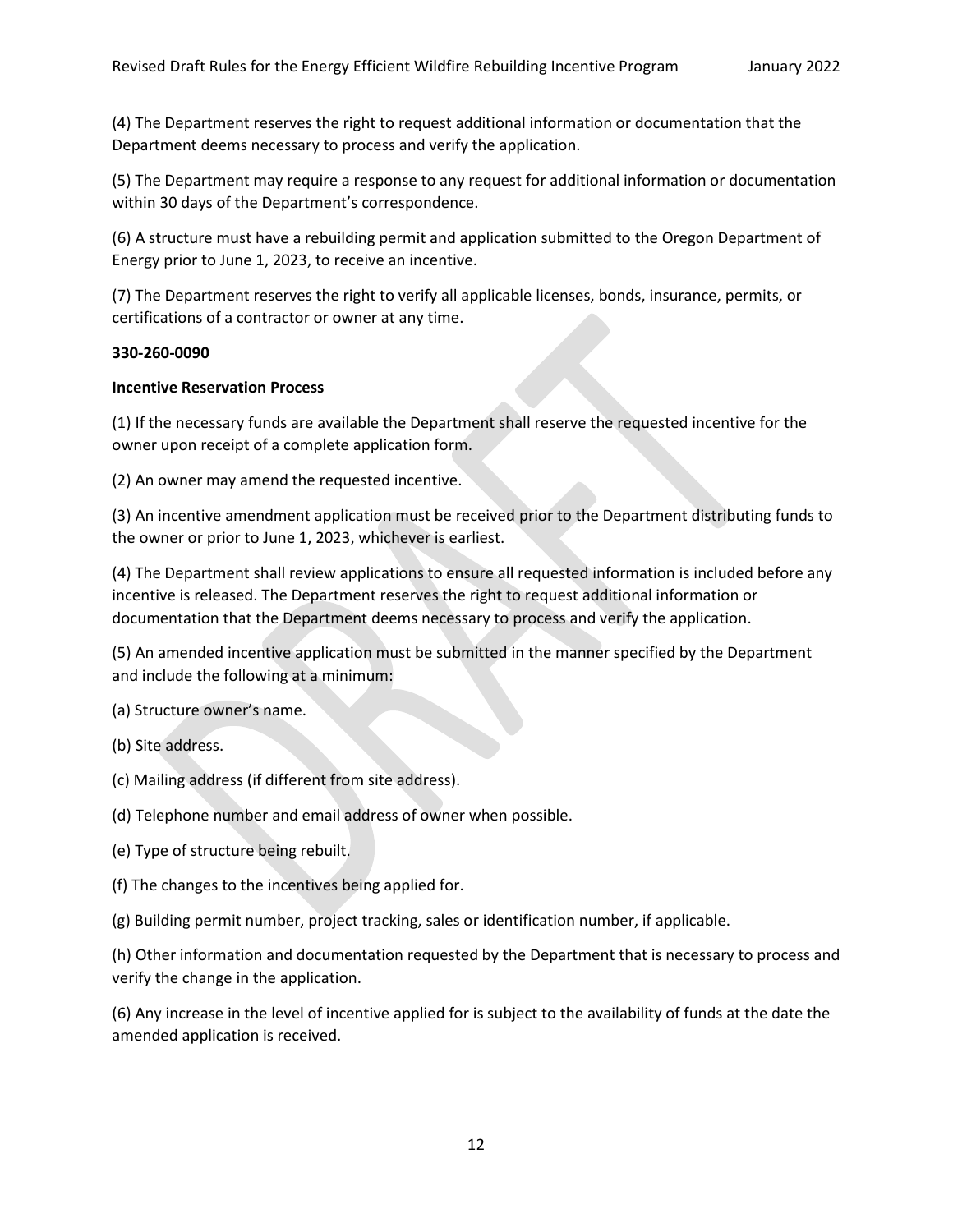(4) The Department reserves the right to request additional information or documentation that the Department deems necessary to process and verify the application.

(5) The Department may require a response to any request for additional information or documentation within 30 days of the Department's correspondence.

(6) A structure must have a rebuilding permit and application submitted to the Oregon Department of Energy prior to June 1, 2023, to receive an incentive.

(7) The Department reserves the right to verify all applicable licenses, bonds, insurance, permits, or certifications of a contractor or owner at any time.

**330-260-0090**

**Incentive Reservation Process**

(1) If the necessary funds are available the Department shall reserve the requested incentive for the owner upon receipt of a complete application form.

(2) An owner may amend the requested incentive.

(3) An incentive amendment application must be received prior to the Department distributing funds to the owner or prior to June 1, 2023, whichever is earliest.

(4) The Department shall review applications to ensure all requested information is included before any incentive is released. The Department reserves the right to request additional information or documentation that the Department deems necessary to process and verify the application.

(5) An amended incentive application must be submitted in the manner specified by the Department and include the following at a minimum:

(a) Structure owner's name.

(b) Site address.

(c) Mailing address (if different from site address).

(d) Telephone number and email address of owner when possible.

(e) Type of structure being rebuilt.

(f) The changes to the incentives being applied for.

(g) Building permit number, project tracking, sales or identification number, if applicable.

(h) Other information and documentation requested by the Department that is necessary to process and verify the change in the application.

(6) Any increase in the level of incentive applied for is subject to the availability of funds at the date the amended application is received.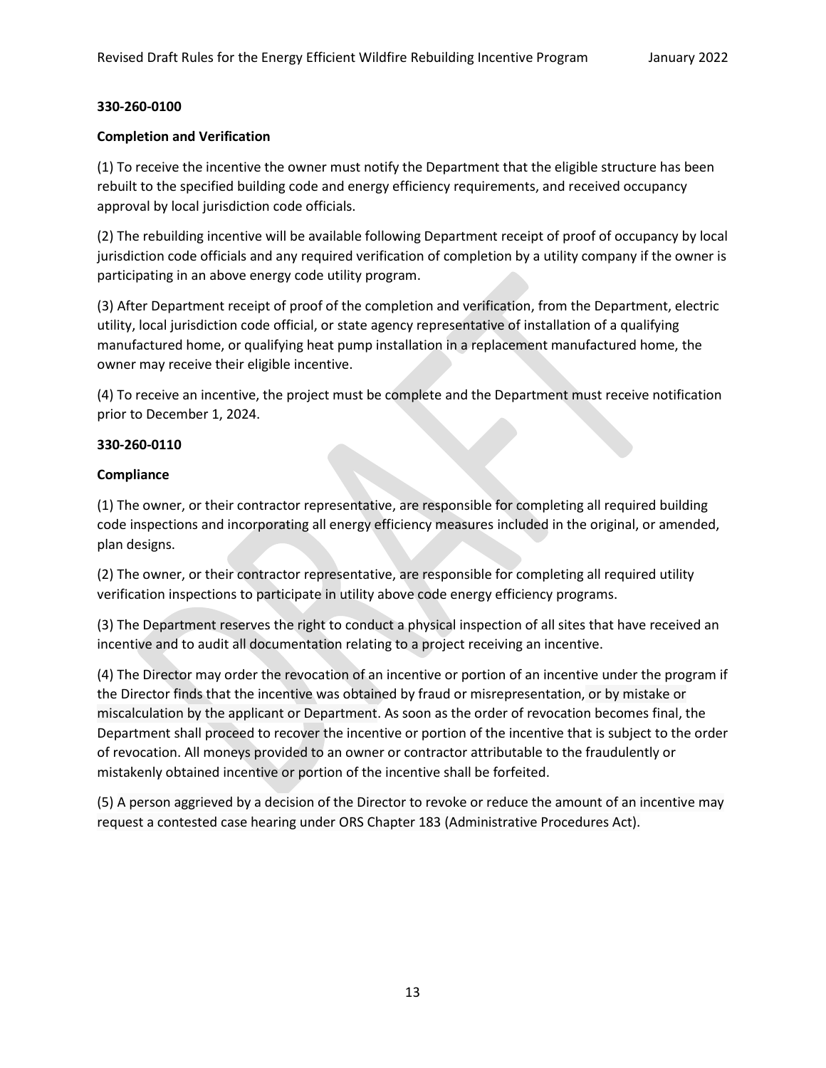**330-260-0100**

**Completion and Verification**

(1) To receive the incentive the owner must notify the Department that the eligible structure has been rebuilt to the specified building code and energy efficiency requirements, and received occupancy approval by local jurisdiction code officials.

(2) The rebuilding incentive will be available following Department receipt of proof of occupancy by local jurisdiction code officials and any required verification of completion by a utility company if the owner is participating in an above energy code utility program.

(3) After Department receipt of proof of the completion and verification, from the Department, electric utility, local jurisdiction code official, or state agency representative of installation of a qualifying manufactured home, or qualifying heat pump installation in a replacement manufactured home, the owner may receive their eligible incentive.

(4) To receive an incentive, the project must be complete and the Department must receive notification prior to December 1, 2024.

**330-260-0110**

**Compliance**

(1) The owner, or their contractor representative, are responsible for completing all required building code inspections and incorporating all energy efficiency measures included in the original, or amended, plan designs.

(2) The owner, or their contractor representative, are responsible for completing all required utility verification inspections to participate in utility above code energy efficiency programs.

(3) The Department reserves the right to conduct a physical inspection of all sites that have received an incentive and to audit all documentation relating to a project receiving an incentive.

(4) The Director may order the revocation of an incentive or portion of an incentive under the program if the Director finds that the incentive was obtained by fraud or misrepresentation, or by mistake or miscalculation by the applicant or Department. As soon as the order of revocation becomes final, the Department shall proceed to recover the incentive or portion of the incentive that is subject to the order of revocation. All moneys provided to an owner or contractor attributable to the fraudulently or mistakenly obtained incentive or portion of the incentive shall be forfeited.

(5) A person aggrieved by a decision of the Director to revoke or reduce the amount of an incentive may request a contested case hearing under ORS Chapter 183 (Administrative Procedures Act).